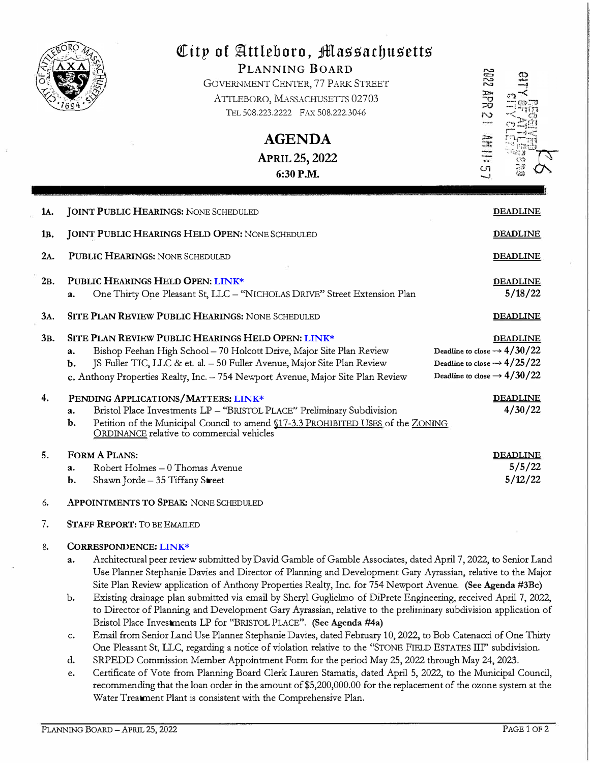# City of Attleboro, Massachusetts

**PLANNING BOARD**
GOVERNMENT CENTER, 77 PARK STREET
ATTLEBORO, MASSACHUSETTS 02703
TEL 508.223.2222 FAX 508.222.3046

2022 APR 21 AM 11:57
CITY OF ATTLEBORO
CITY CLERK
RECEIVED

## AGENDA

**APRIL 25, 2022**
**6:30 P.M.**

**1A. JOINT PUBLIC HEARINGS:** NONE SCHEDULED — **DEADLINE**

**1B. JOINT PUBLIC HEARINGS HELD OPEN:** NONE SCHEDULED — **DEADLINE**

**2A. PUBLIC HEARINGS:** NONE SCHEDULED — **DEADLINE**

**2B. PUBLIC HEARINGS HELD OPEN:** LINK* — **DEADLINE**

- **a.** One Thirty One Pleasant St, LLC – "NICHOLAS DRIVE" Street Extension Plan — **5/18/22**

**3A. SITE PLAN REVIEW PUBLIC HEARINGS:** NONE SCHEDULED — **DEADLINE**

**3B. SITE PLAN REVIEW PUBLIC HEARINGS HELD OPEN:** LINK* — **DEADLINE**

- **a.** Bishop Feehan High School – 70 Holcott Drive, Major Site Plan Review — Deadline to close → **4/30/22**
- **b.** JS Fuller TIC, LLC & et. al. – 50 Fuller Avenue, Major Site Plan Review — Deadline to close → **4/25/22**
- c. Anthony Properties Realty, Inc. – 754 Newport Avenue, Major Site Plan Review — Deadline to close → **4/30/22**

**4. PENDING APPLICATIONS/MATTERS:** LINK* — **DEADLINE**

- **a.** Bristol Place Investments LP – "BRISTOL PLACE" Preliminary Subdivision — **4/30/22**
- **b.** Petition of the Municipal Council to amend §17-3.3 PROHIBITED USES of the ZONING ORDINANCE relative to commercial vehicles

**5. FORM A PLANS:** — **DEADLINE**

- **a.** Robert Holmes – 0 Thomas Avenue — **5/5/22**
- **b.** Shawn Jorde – 35 Tiffany Street — **5/12/22**

**6. APPOINTMENTS TO SPEAK:** NONE SCHEDULED

**7. STAFF REPORT:** TO BE EMAILED

**8. CORRESPONDENCE:** LINK*

- **a.** Architectural peer review submitted by David Gamble of Gamble Associates, dated April 7, 2022, to Senior Land Use Planner Stephanie Davies and Director of Planning and Development Gary Ayrassian, relative to the Major Site Plan Review application of Anthony Properties Realty, Inc. for 754 Newport Avenue. **(See Agenda #3Bc)**
- b. Existing drainage plan submitted via email by Sheryl Guglielmo of DiPrete Engineering, received April 7, 2022, to Director of Planning and Development Gary Ayrassian, relative to the preliminary subdivision application of Bristol Place Investments LP for "BRISTOL PLACE". **(See Agenda #4a)**
- c. Email from Senior Land Use Planner Stephanie Davies, dated February 10, 2022, to Bob Catenacci of One Thirty One Pleasant St, LLC, regarding a notice of violation relative to the "STONE FIELD ESTATES III" subdivision.
- d. SRPEDD Commission Member Appointment Form for the period May 25, 2022 through May 24, 2023.
- e. Certificate of Vote from Planning Board Clerk Lauren Stamatis, dated April 5, 2022, to the Municipal Council, recommending that the loan order in the amount of $5,200,000.00 for the replacement of the ozone system at the Water Treatment Plant is consistent with the Comprehensive Plan.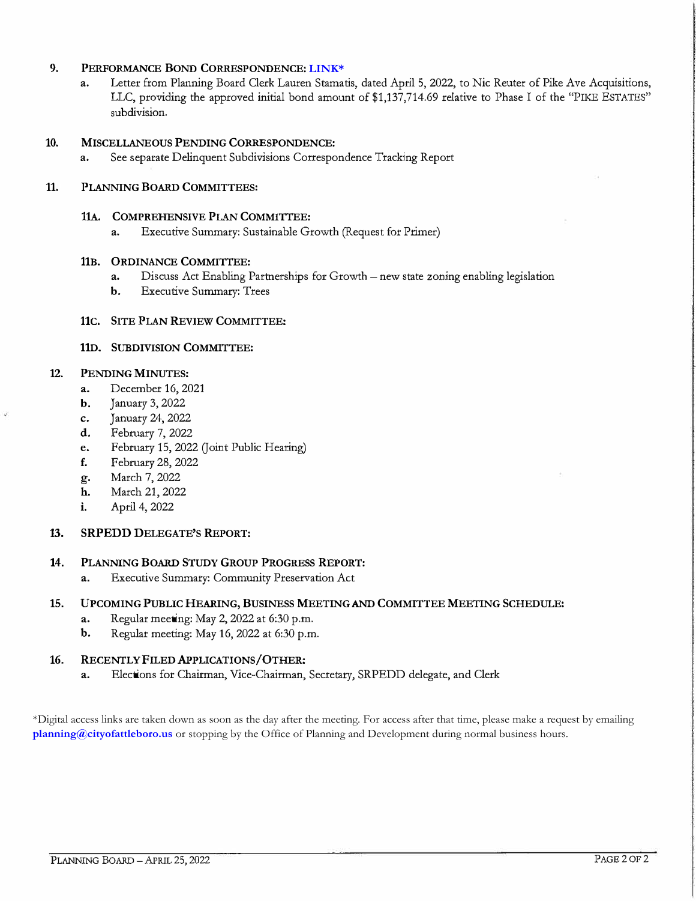9. **PERFORMANCE BOND CORRESPONDENCE: LINK***
   a. Letter from Planning Board Clerk Lauren Stamatis, dated April 5, 2022, to Nic Reuter of Pike Ave Acquisitions, LLC, providing the approved initial bond amount of $1,137,714.69 relative to Phase I of the "PIKE ESTATES" subdivision.

10. **MISCELLANEOUS PENDING CORRESPONDENCE:**
    a. See separate Delinquent Subdivisions Correspondence Tracking Report

11. **PLANNING BOARD COMMITTEES:**

    **11A. COMPREHENSIVE PLAN COMMITTEE:**
    a. Executive Summary: Sustainable Growth (Request for Primer)

    **11B. ORDINANCE COMMITTEE:**
    a. Discuss Act Enabling Partnerships for Growth – new state zoning enabling legislation
    b. Executive Summary: Trees

    **11C. SITE PLAN REVIEW COMMITTEE:**

    **11D. SUBDIVISION COMMITTEE:**

12. **PENDING MINUTES:**
    a. December 16, 2021
    b. January 3, 2022
    c. January 24, 2022
    d. February 7, 2022
    e. February 15, 2022 (Joint Public Hearing)
    f. February 28, 2022
    g. March 7, 2022
    h. March 21, 2022
    i. April 4, 2022

13. **SRPEDD DELEGATE'S REPORT:**

14. **PLANNING BOARD STUDY GROUP PROGRESS REPORT:**
    a. Executive Summary: Community Preservation Act

15. **UPCOMING PUBLIC HEARING, BUSINESS MEETING AND COMMITTEE MEETING SCHEDULE:**
    a. Regular meeting: May 2, 2022 at 6:30 p.m.
    b. Regular meeting: May 16, 2022 at 6:30 p.m.

16. **RECENTLY FILED APPLICATIONS/OTHER:**
    a. Elections for Chairman, Vice-Chairman, Secretary, SRPEDD delegate, and Clerk

*Digital access links are taken down as soon as the day after the meeting. For access after that time, please make a request by emailing **planning@cityofattleboro.us** or stopping by the Office of Planning and Development during normal business hours.